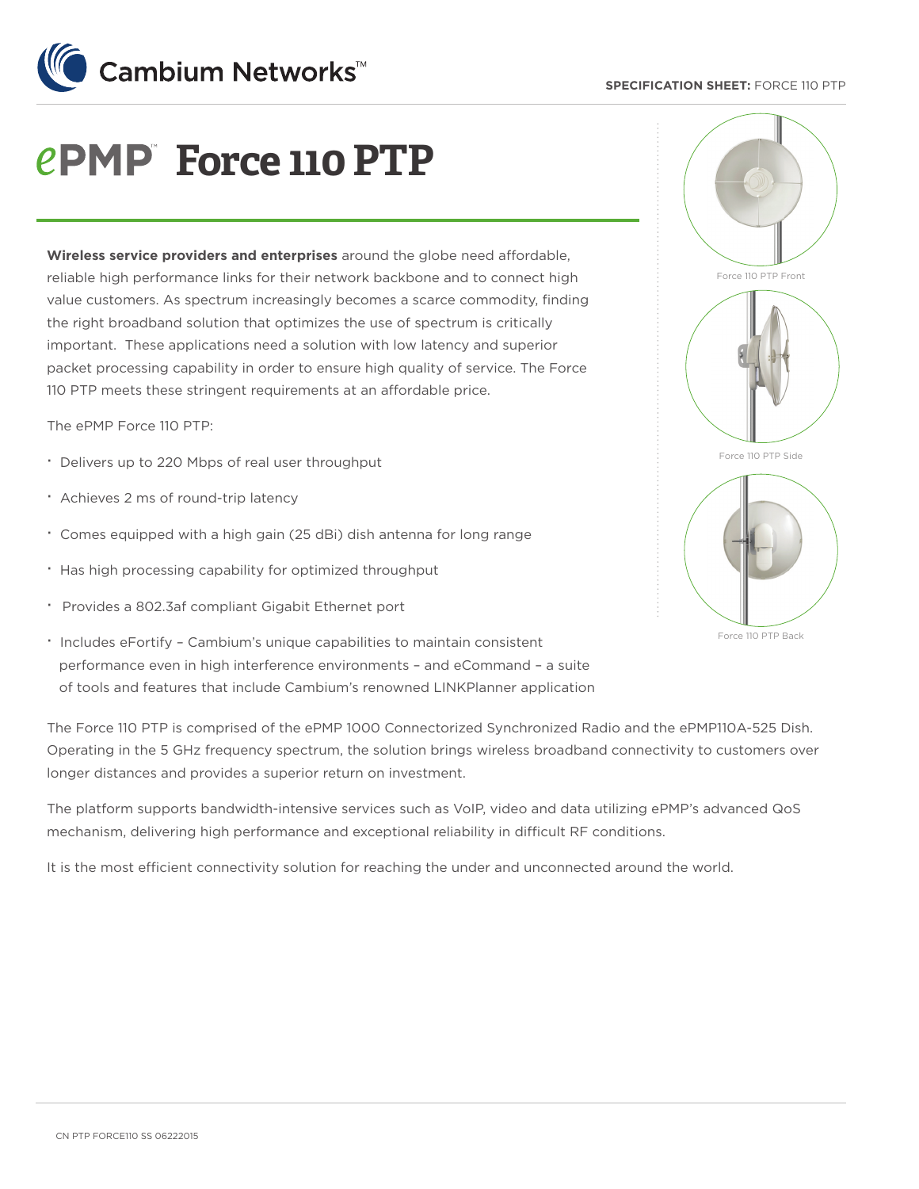Cambium Networks™

SPECIFICATION SHEET: FORCE 110 PTP

# ePMP™ Force 110 PTP

**Wireless service providers and enterprises** around the globe need affordable, reliable high performance links for their network backbone and to connect high value customers. As spectrum increasingly becomes a scarce commodity, finding the right broadband solution that optimizes the use of spectrum is critically important. These applications need a solution with low latency and superior packet processing capability in order to ensure high quality of service. The Force 110 PTP meets these stringent requirements at an affordable price.

The ePMP Force 110 PTP:

- Delivers up to 220 Mbps of real user throughput
- Achieves 2 ms of round-trip latency
- Comes equipped with a high gain (25 dBi) dish antenna for long range
- Has high processing capability for optimized throughput
- Provides a 802.3af compliant Gigabit Ethernet port
- Includes eFortify – Cambium's unique capabilities to maintain consistent performance even in high interference environments – and eCommand – a suite of tools and features that include Cambium's renowned LINKPlanner application

Force 110 PTP Front

Force 110 PTP Side

Force 110 PTP Back

The Force 110 PTP is comprised of the ePMP 1000 Connectorized Synchronized Radio and the ePMP110A-525 Dish. Operating in the 5 GHz frequency spectrum, the solution brings wireless broadband connectivity to customers over longer distances and provides a superior return on investment.

The platform supports bandwidth-intensive services such as VoIP, video and data utilizing ePMP's advanced QoS mechanism, delivering high performance and exceptional reliability in difficult RF conditions.

It is the most efficient connectivity solution for reaching the under and unconnected around the world.

CN PTP FORCE110 SS 06222015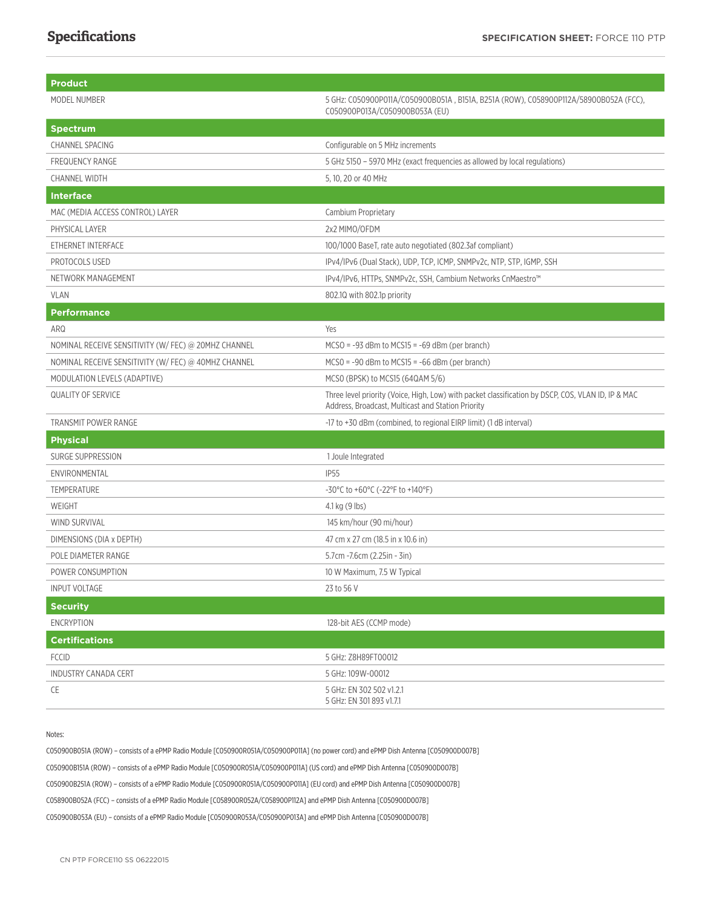# Specifications

| Product | |
|---|---|
| MODEL NUMBER | 5 GHz: C050900P011A/C050900B051A , B151A, B251A (ROW), C058900P112A/58900B052A (FCC), C050900P013A/C050900B053A (EU) |
| **Spectrum** | |
| CHANNEL SPACING | Configurable on 5 MHz increments |
| FREQUENCY RANGE | 5 GHz 5150 – 5970 MHz (exact frequencies as allowed by local regulations) |
| CHANNEL WIDTH | 5, 10, 20 or 40 MHz |
| **Interface** | |
| MAC (MEDIA ACCESS CONTROL) LAYER | Cambium Proprietary |
| PHYSICAL LAYER | 2x2 MIMO/OFDM |
| ETHERNET INTERFACE | 100/1000 BaseT, rate auto negotiated (802.3af compliant) |
| PROTOCOLS USED | IPv4/IPv6 (Dual Stack), UDP, TCP, ICMP, SNMPv2c, NTP, STP, IGMP, SSH |
| NETWORK MANAGEMENT | IPv4/IPv6, HTTPs, SNMPv2c, SSH, Cambium Networks CnMaestro™ |
| VLAN | 802.1Q with 802.1p priority |
| **Performance** | |
| ARQ | Yes |
| NOMINAL RECEIVE SENSITIVITY (W/ FEC) @ 20MHZ CHANNEL | MCS0 = -93 dBm to MCS15 = -69 dBm (per branch) |
| NOMINAL RECEIVE SENSITIVITY (W/ FEC) @ 40MHZ CHANNEL | MCS0 = -90 dBm to MCS15 = -66 dBm (per branch) |
| MODULATION LEVELS (ADAPTIVE) | MCS0 (BPSK) to MCS15 (64QAM 5/6) |
| QUALITY OF SERVICE | Three level priority (Voice, High, Low) with packet classification by DSCP, COS, VLAN ID, IP & MAC Address, Broadcast, Multicast and Station Priority |
| TRANSMIT POWER RANGE | -17 to +30 dBm (combined, to regional EIRP limit) (1 dB interval) |
| **Physical** | |
| SURGE SUPPRESSION | 1 Joule Integrated |
| ENVIRONMENTAL | IP55 |
| TEMPERATURE | -30°C to +60°C (-22°F to +140°F) |
| WEIGHT | 4.1 kg (9 lbs) |
| WIND SURVIVAL | 145 km/hour (90 mi/hour) |
| DIMENSIONS (DIA x DEPTH) | 47 cm x 27 cm (18.5 in x 10.6 in) |
| POLE DIAMETER RANGE | 5.7cm -7.6cm (2.25in - 3in) |
| POWER CONSUMPTION | 10 W Maximum, 7.5 W Typical |
| INPUT VOLTAGE | 23 to 56 V |
| **Security** | |
| ENCRYPTION | 128-bit AES (CCMP mode) |
| **Certifications** | |
| FCCID | 5 GHz: Z8H89FT00012 |
| INDUSTRY CANADA CERT | 5 GHz: 109W-00012 |
| CE | 5 GHz: EN 302 502 v1.2.1<br>5 GHz: EN 301 893 v1.7.1 |

Notes:

C050900B051A (ROW) – consists of a ePMP Radio Module [C050900R051A/C050900P011A] (no power cord) and ePMP Dish Antenna [C050900D007B]

C050900B151A (ROW) – consists of a ePMP Radio Module [C050900R051A/C050900P011A] (US cord) and ePMP Dish Antenna [C050900D007B]

C050900B251A (ROW) – consists of a ePMP Radio Module [C050900R051A/C050900P011A] (EU cord) and ePMP Dish Antenna [C050900D007B]

C058900B052A (FCC) – consists of a ePMP Radio Module [C058900R052A/C058900P112A] and ePMP Dish Antenna [C050900D007B]

C050900B053A (EU) – consists of a ePMP Radio Module [C050900R053A/C050900P013A] and ePMP Dish Antenna [C050900D007B]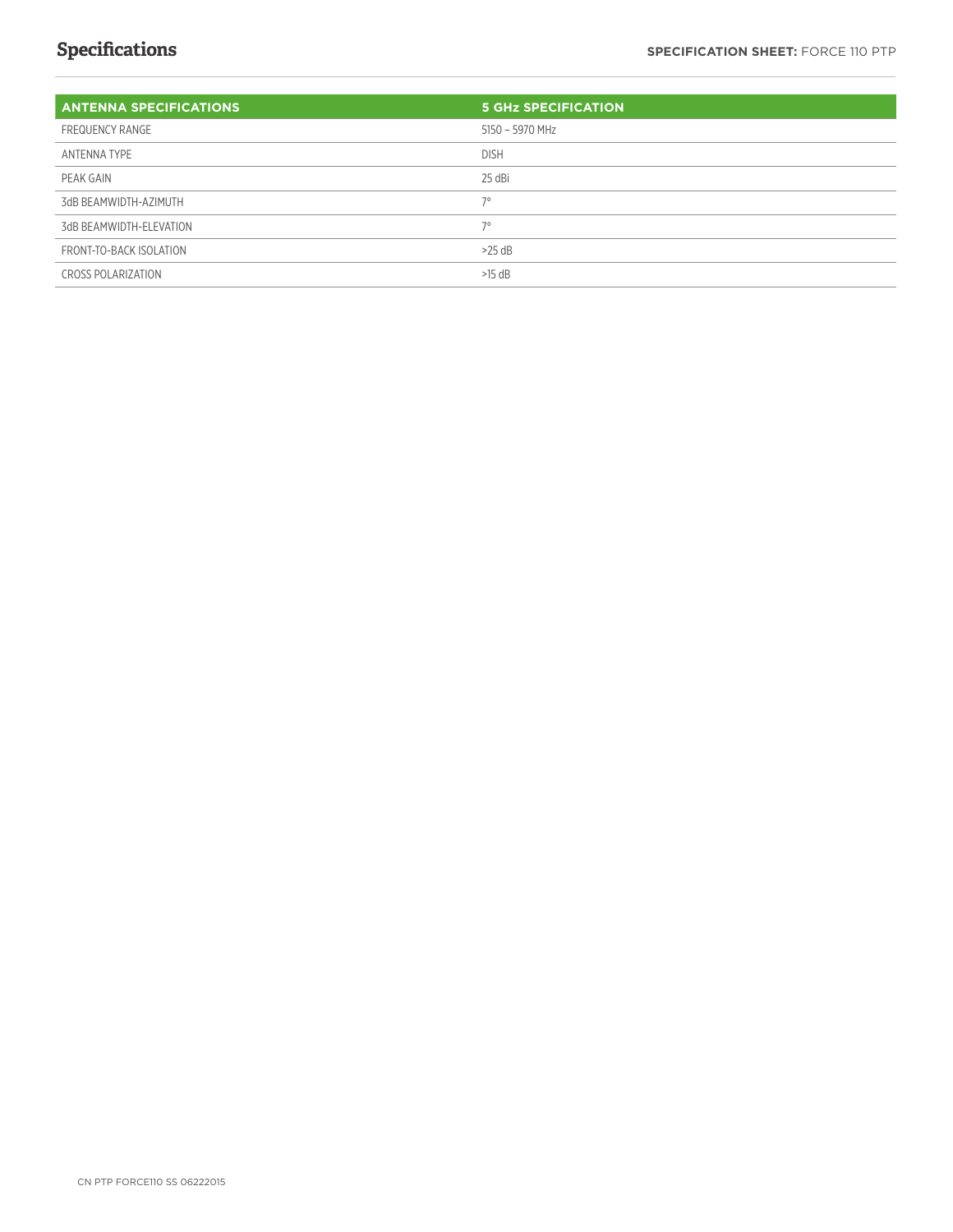## Specifications

| ANTENNA SPECIFICATIONS | 5 GHz SPECIFICATION |
| --- | --- |
| FREQUENCY RANGE | 5150 – 5970 MHz |
| ANTENNA TYPE | DISH |
| PEAK GAIN | 25 dBi |
| 3dB BEAMWIDTH-AZIMUTH | 7° |
| 3dB BEAMWIDTH-ELEVATION | 7° |
| FRONT-TO-BACK ISOLATION | >25 dB |
| CROSS POLARIZATION | >15 dB |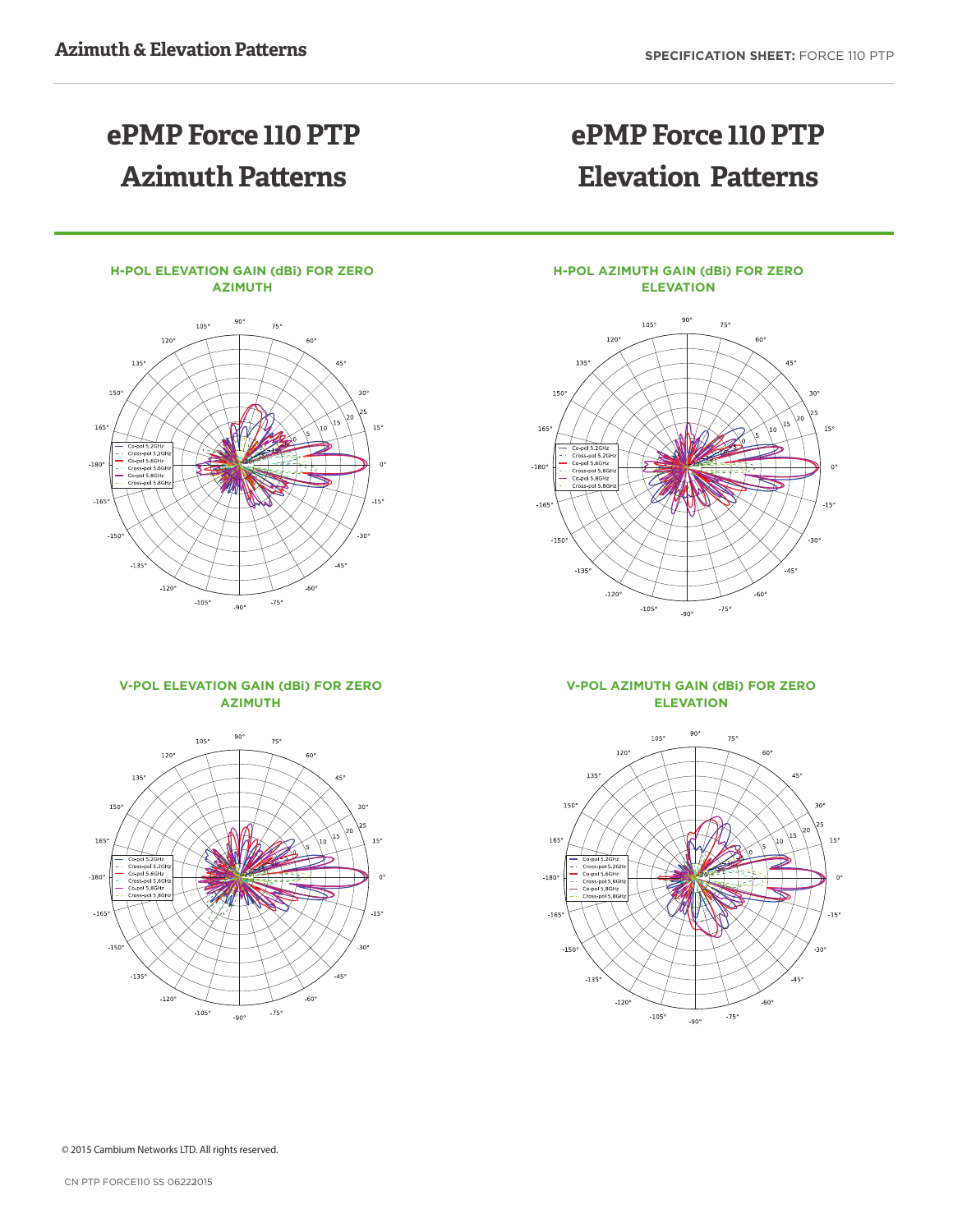# ePMP Force 110 PTP Azimuth Patterns

# ePMP Force 110 PTP Elevation Patterns

**H-POL ELEVATION GAIN (dBi) FOR ZERO AZIMUTH**

90°
105°
75°
120°
60°
135°
45°
150°
30°
165°
15°
-180°
0°
-165°
-15°
-150°
-30°
-135°
-45°
-120°
-60°
-105°
-90°
-75°
25
20
15
10
5
0

Co-pol 5.2GHz
Cross-pol 5.2GHz
Co-pol 5.6GHz
Cross-pol 5.6GHz
Co-pol 5.8GHz
Cross-pol 5.8GHz

**H-POL AZIMUTH GAIN (dBi) FOR ZERO ELEVATION**

90°
105°
75°
120°
60°
135°
45°
150°
30°
165°
15°
-180°
0°
-165°
-15°
-150°
-30°
-135°
-45°
-120°
-60°
-105°
-90°
-75°
25
20
15
10
5
0

Co-pol 5.2GHz
Cross-pol 5.2GHz
Co-pol 5.6GHz
Cross-pol 5.6GHz
Co-pol 5.8GHz
Cross-pol 5.8GHz

**V-POL ELEVATION GAIN (dBi) FOR ZERO AZIMUTH**

90°
105°
75°
120°
60°
135°
45°
150°
30°
165°
15°
-180°
0°
-165°
-15°
-150°
-30°
-135°
-45°
-120°
-60°
-105°
-90°
-75°
25
20
15
10
5

Co-pol 5.2GHz
Cross-pol 5.2GHz
Co-pol 5.6GHz
Cross-pol 5.6GHz
Co-pol 5.8GHz
Cross-pol 5.8GHz

**V-POL AZIMUTH GAIN (dBi) FOR ZERO ELEVATION**

90°
105°
75°
120°
60°
135°
45°
150°
30°
165°
15°
-180°
0°
-165°
-15°
-150°
-30°
-135°
-45°
-120°
-60°
-105°
-90°
-75°
25
20
15
10
5
0

Co-pol 5.2GHz
Cross-pol 5.2GHz
Co-pol 5.6GHz
Cross-pol 5.6GHz
Co-pol 5.8GHz
Cross-pol 5.8GHz

© 2015 Cambium Networks LTD. All rights reserved.

CN PTP FORCE110 SS 06222015